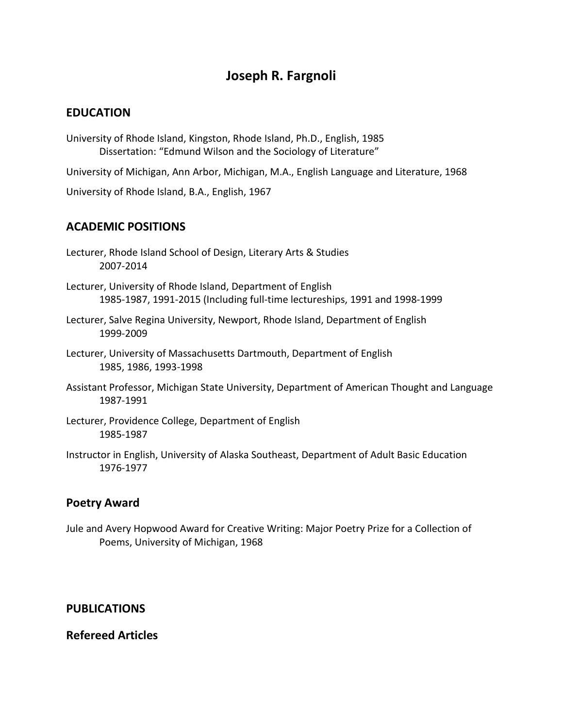# Joseph R. Fargnoli

## EDUCATION

University of Rhode Island, Kingston, Rhode Island, Ph.D., English, 1985
    Dissertation: "Edmund Wilson and the Sociology of Literature"

University of Michigan, Ann Arbor, Michigan, M.A., English Language and Literature, 1968

University of Rhode Island, B.A., English, 1967

## ACADEMIC POSITIONS

Lecturer, Rhode Island School of Design, Literary Arts & Studies
    2007-2014

Lecturer, University of Rhode Island, Department of English
    1985-1987, 1991-2015 (Including full-time lectureships, 1991 and 1998-1999

Lecturer, Salve Regina University, Newport, Rhode Island, Department of English
    1999-2009

Lecturer, University of Massachusetts Dartmouth, Department of English
    1985, 1986, 1993-1998

Assistant Professor, Michigan State University, Department of American Thought and Language
    1987-1991

Lecturer, Providence College, Department of English
    1985-1987

Instructor in English, University of Alaska Southeast, Department of Adult Basic Education
    1976-1977

## Poetry Award

Jule and Avery Hopwood Award for Creative Writing: Major Poetry Prize for a Collection of Poems, University of Michigan, 1968

## PUBLICATIONS

## Refereed Articles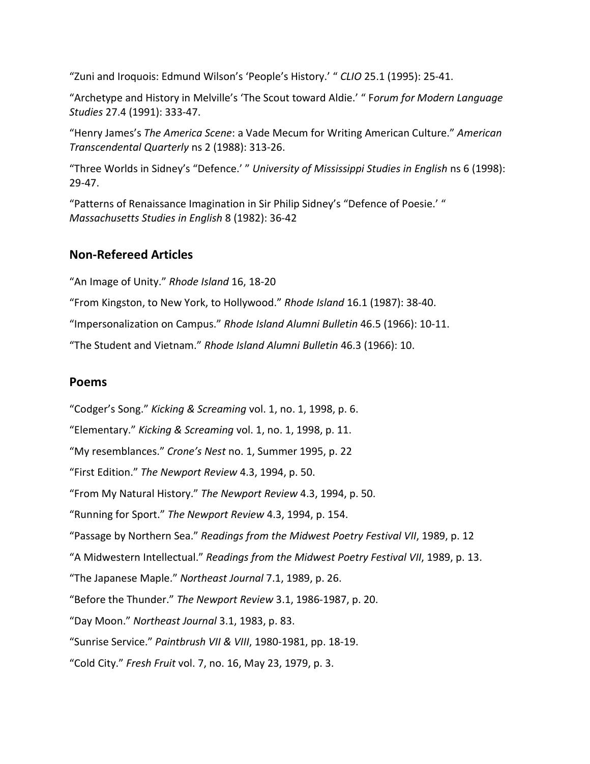"Zuni and Iroquois: Edmund Wilson's 'People's History.' " *CLIO* 25.1 (1995): 25-41.

"Archetype and History in Melville's 'The Scout toward Aldie.' " F*orum for Modern Language Studies* 27.4 (1991): 333-47.

"Henry James's *The America Scene*: a Vade Mecum for Writing American Culture." *American Transcendental Quarterly* ns 2 (1988): 313-26.

"Three Worlds in Sidney's "Defence.' " *University of Mississippi Studies in English* ns 6 (1998): 29-47.

"Patterns of Renaissance Imagination in Sir Philip Sidney's "Defence of Poesie.' " *Massachusetts Studies in English* 8 (1982): 36-42

## Non-Refereed Articles

"An Image of Unity." *Rhode Island* 16, 18-20

"From Kingston, to New York, to Hollywood." *Rhode Island* 16.1 (1987): 38-40.

"Impersonalization on Campus." *Rhode Island Alumni Bulletin* 46.5 (1966): 10-11.

"The Student and Vietnam." *Rhode Island Alumni Bulletin* 46.3 (1966): 10.

## Poems

"Codger's Song." *Kicking & Screaming* vol. 1, no. 1, 1998, p. 6.

"Elementary." *Kicking & Screaming* vol. 1, no. 1, 1998, p. 11.

"My resemblances." *Crone's Nest* no. 1, Summer 1995, p. 22

"First Edition." *The Newport Review* 4.3, 1994, p. 50.

"From My Natural History." *The Newport Review* 4.3, 1994, p. 50.

"Running for Sport." *The Newport Review* 4.3, 1994, p. 154.

"Passage by Northern Sea." *Readings from the Midwest Poetry Festival VII*, 1989, p. 12

"A Midwestern Intellectual." *Readings from the Midwest Poetry Festival VII*, 1989, p. 13.

"The Japanese Maple." *Northeast Journal* 7.1, 1989, p. 26.

"Before the Thunder." *The Newport Review* 3.1, 1986-1987, p. 20.

"Day Moon." *Northeast Journal* 3.1, 1983, p. 83.

"Sunrise Service." *Paintbrush VII & VIII*, 1980-1981, pp. 18-19.

"Cold City." *Fresh Fruit* vol. 7, no. 16, May 23, 1979, p. 3.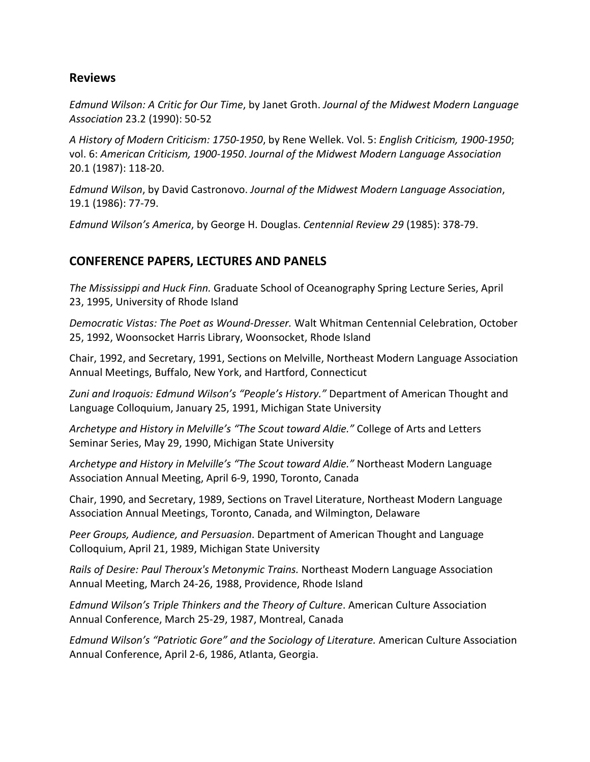## Reviews

*Edmund Wilson: A Critic for Our Time*, by Janet Groth. *Journal of the Midwest Modern Language Association* 23.2 (1990): 50-52

*A History of Modern Criticism: 1750-1950*, by Rene Wellek. Vol. 5: *English Criticism, 1900-1950*; vol. 6: *American Criticism, 1900-1950*. *Journal of the Midwest Modern Language Association* 20.1 (1987): 118-20.

*Edmund Wilson*, by David Castronovo. *Journal of the Midwest Modern Language Association*, 19.1 (1986): 77-79.

*Edmund Wilson's America*, by George H. Douglas. *Centennial Review 29* (1985): 378-79.

## CONFERENCE PAPERS, LECTURES AND PANELS

*The Mississippi and Huck Finn.* Graduate School of Oceanography Spring Lecture Series, April 23, 1995, University of Rhode Island

*Democratic Vistas: The Poet as Wound-Dresser.* Walt Whitman Centennial Celebration, October 25, 1992, Woonsocket Harris Library, Woonsocket, Rhode Island

Chair, 1992, and Secretary, 1991, Sections on Melville, Northeast Modern Language Association Annual Meetings, Buffalo, New York, and Hartford, Connecticut

*Zuni and Iroquois: Edmund Wilson's "People's History."* Department of American Thought and Language Colloquium, January 25, 1991, Michigan State University

*Archetype and History in Melville's "The Scout toward Aldie."* College of Arts and Letters Seminar Series, May 29, 1990, Michigan State University

*Archetype and History in Melville's "The Scout toward Aldie."* Northeast Modern Language Association Annual Meeting, April 6-9, 1990, Toronto, Canada

Chair, 1990, and Secretary, 1989, Sections on Travel Literature, Northeast Modern Language Association Annual Meetings, Toronto, Canada, and Wilmington, Delaware

*Peer Groups, Audience, and Persuasion*. Department of American Thought and Language Colloquium, April 21, 1989, Michigan State University

*Rails of Desire: Paul Theroux's Metonymic Trains.* Northeast Modern Language Association Annual Meeting, March 24-26, 1988, Providence, Rhode Island

*Edmund Wilson's Triple Thinkers and the Theory of Culture*. American Culture Association Annual Conference, March 25-29, 1987, Montreal, Canada

*Edmund Wilson's "Patriotic Gore" and the Sociology of Literature.* American Culture Association Annual Conference, April 2-6, 1986, Atlanta, Georgia.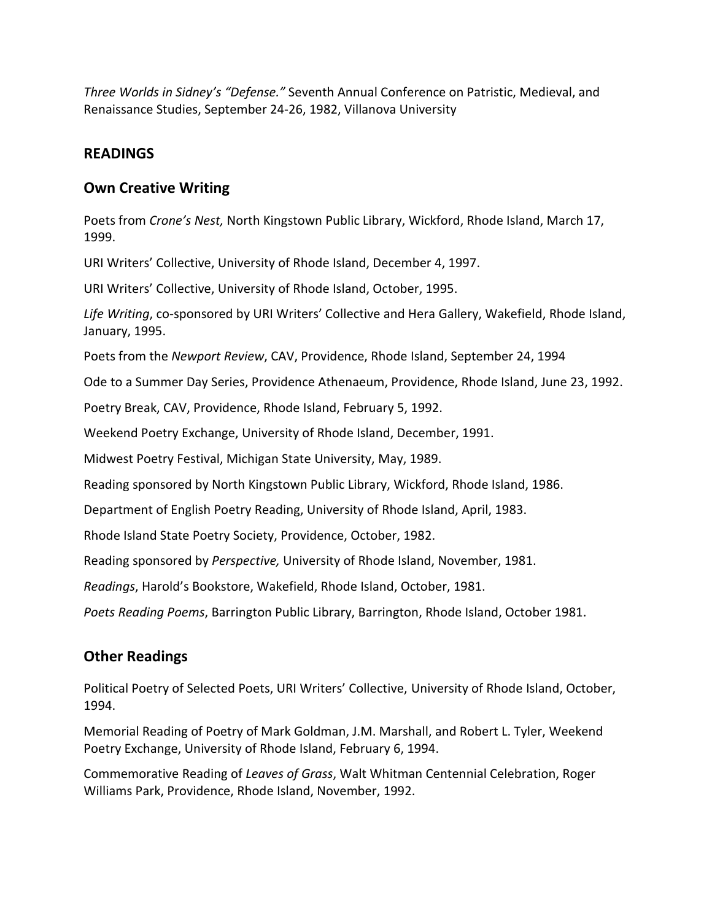*Three Worlds in Sidney's "Defense."* Seventh Annual Conference on Patristic, Medieval, and Renaissance Studies, September 24-26, 1982, Villanova University

## READINGS

### Own Creative Writing

Poets from *Crone's Nest,* North Kingstown Public Library, Wickford, Rhode Island, March 17, 1999.

URI Writers' Collective, University of Rhode Island, December 4, 1997.

URI Writers' Collective, University of Rhode Island, October, 1995.

*Life Writing*, co-sponsored by URI Writers' Collective and Hera Gallery, Wakefield, Rhode Island, January, 1995.

Poets from the *Newport Review*, CAV, Providence, Rhode Island, September 24, 1994

Ode to a Summer Day Series, Providence Athenaeum, Providence, Rhode Island, June 23, 1992.

Poetry Break, CAV, Providence, Rhode Island, February 5, 1992.

Weekend Poetry Exchange, University of Rhode Island, December, 1991.

Midwest Poetry Festival, Michigan State University, May, 1989.

Reading sponsored by North Kingstown Public Library, Wickford, Rhode Island, 1986.

Department of English Poetry Reading, University of Rhode Island, April, 1983.

Rhode Island State Poetry Society, Providence, October, 1982.

Reading sponsored by *Perspective,* University of Rhode Island, November, 1981.

*Readings*, Harold's Bookstore, Wakefield, Rhode Island, October, 1981.

*Poets Reading Poems*, Barrington Public Library, Barrington, Rhode Island, October 1981.

### Other Readings

Political Poetry of Selected Poets, URI Writers' Collective, University of Rhode Island, October, 1994.

Memorial Reading of Poetry of Mark Goldman, J.M. Marshall, and Robert L. Tyler, Weekend Poetry Exchange, University of Rhode Island, February 6, 1994.

Commemorative Reading of *Leaves of Grass*, Walt Whitman Centennial Celebration, Roger Williams Park, Providence, Rhode Island, November, 1992.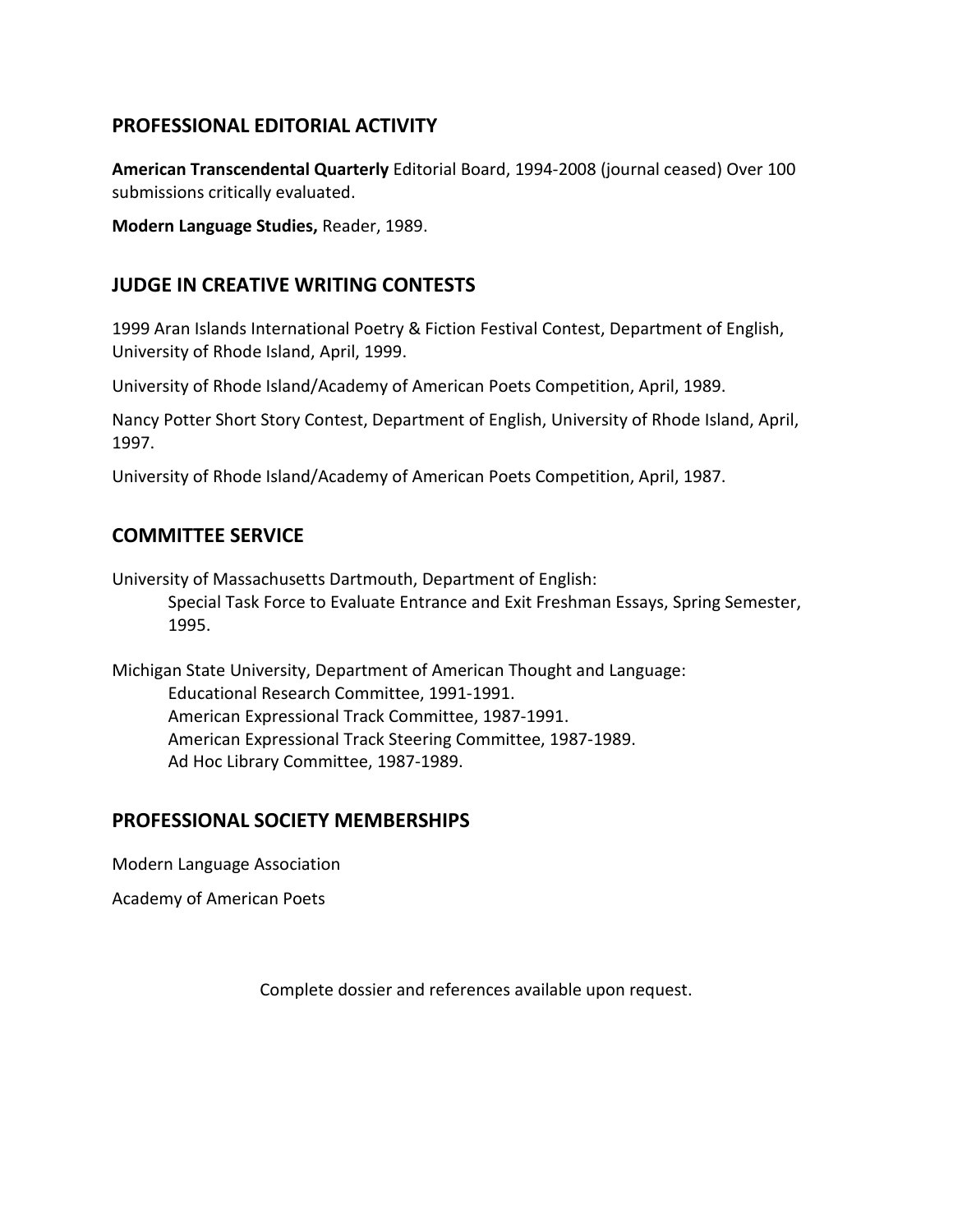## PROFESSIONAL EDITORIAL ACTIVITY

**American Transcendental Quarterly** Editorial Board, 1994-2008 (journal ceased) Over 100 submissions critically evaluated.

**Modern Language Studies,** Reader, 1989.

## JUDGE IN CREATIVE WRITING CONTESTS

1999 Aran Islands International Poetry & Fiction Festival Contest, Department of English, University of Rhode Island, April, 1999.

University of Rhode Island/Academy of American Poets Competition, April, 1989.

Nancy Potter Short Story Contest, Department of English, University of Rhode Island, April, 1997.

University of Rhode Island/Academy of American Poets Competition, April, 1987.

## COMMITTEE SERVICE

University of Massachusetts Dartmouth, Department of English:

- Special Task Force to Evaluate Entrance and Exit Freshman Essays, Spring Semester, 1995.

Michigan State University, Department of American Thought and Language:

- Educational Research Committee, 1991-1991.
- American Expressional Track Committee, 1987-1991.
- American Expressional Track Steering Committee, 1987-1989.
- Ad Hoc Library Committee, 1987-1989.

## PROFESSIONAL SOCIETY MEMBERSHIPS

Modern Language Association

Academy of American Poets

Complete dossier and references available upon request.